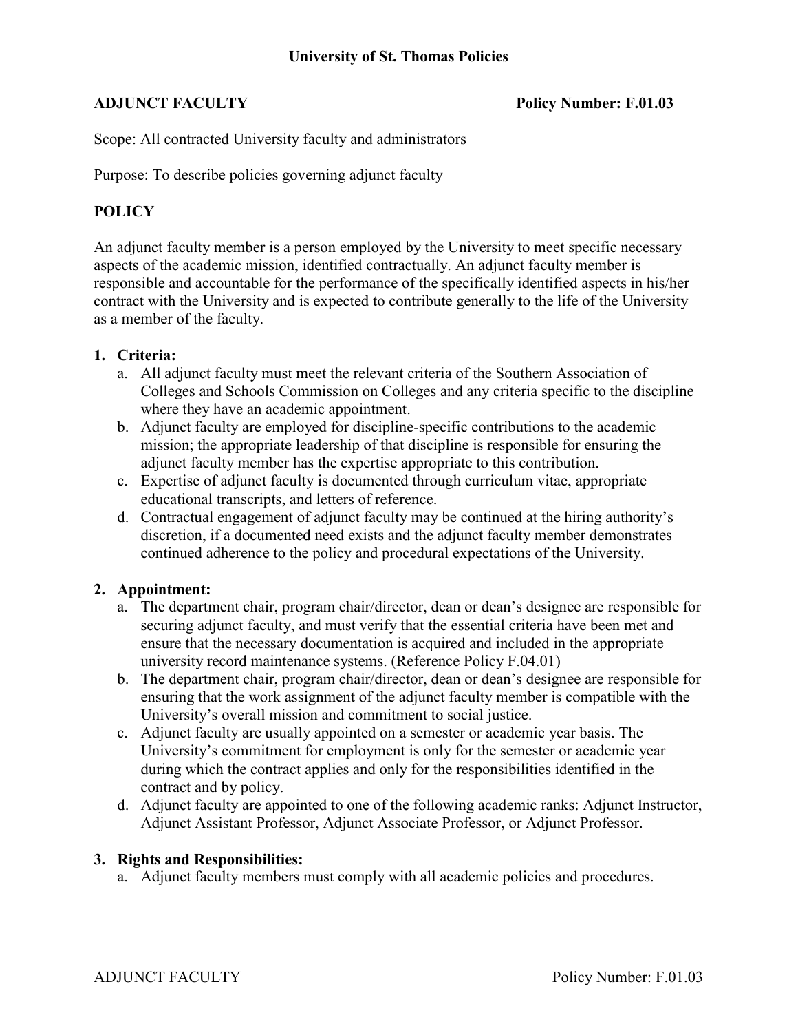**University of St. Thomas Policies**

**ADJUNCT FACULTY** **Policy Number: F.01.03**

Scope: All contracted University faculty and administrators

Purpose: To describe policies governing adjunct faculty

## POLICY

An adjunct faculty member is a person employed by the University to meet specific necessary aspects of the academic mission, identified contractually. An adjunct faculty member is responsible and accountable for the performance of the specifically identified aspects in his/her contract with the University and is expected to contribute generally to the life of the University as a member of the faculty.

1. **Criteria:**
   a. All adjunct faculty must meet the relevant criteria of the Southern Association of Colleges and Schools Commission on Colleges and any criteria specific to the discipline where they have an academic appointment.
   b. Adjunct faculty are employed for discipline-specific contributions to the academic mission; the appropriate leadership of that discipline is responsible for ensuring the adjunct faculty member has the expertise appropriate to this contribution.
   c. Expertise of adjunct faculty is documented through curriculum vitae, appropriate educational transcripts, and letters of reference.
   d. Contractual engagement of adjunct faculty may be continued at the hiring authority's discretion, if a documented need exists and the adjunct faculty member demonstrates continued adherence to the policy and procedural expectations of the University.

2. **Appointment:**
   a. The department chair, program chair/director, dean or dean's designee are responsible for securing adjunct faculty, and must verify that the essential criteria have been met and ensure that the necessary documentation is acquired and included in the appropriate university record maintenance systems. (Reference Policy F.04.01)
   b. The department chair, program chair/director, dean or dean's designee are responsible for ensuring that the work assignment of the adjunct faculty member is compatible with the University's overall mission and commitment to social justice.
   c. Adjunct faculty are usually appointed on a semester or academic year basis. The University's commitment for employment is only for the semester or academic year during which the contract applies and only for the responsibilities identified in the contract and by policy.
   d. Adjunct faculty are appointed to one of the following academic ranks: Adjunct Instructor, Adjunct Assistant Professor, Adjunct Associate Professor, or Adjunct Professor.

3. **Rights and Responsibilities:**
   a. Adjunct faculty members must comply with all academic policies and procedures.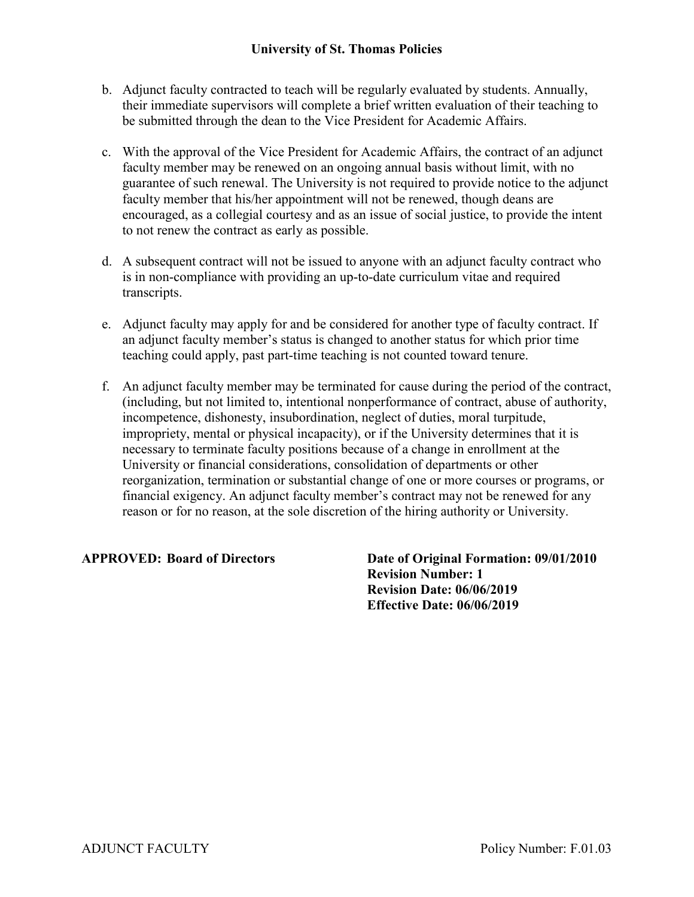b. Adjunct faculty contracted to teach will be regularly evaluated by students. Annually, their immediate supervisors will complete a brief written evaluation of their teaching to be submitted through the dean to the Vice President for Academic Affairs.

c. With the approval of the Vice President for Academic Affairs, the contract of an adjunct faculty member may be renewed on an ongoing annual basis without limit, with no guarantee of such renewal. The University is not required to provide notice to the adjunct faculty member that his/her appointment will not be renewed, though deans are encouraged, as a collegial courtesy and as an issue of social justice, to provide the intent to not renew the contract as early as possible.

d. A subsequent contract will not be issued to anyone with an adjunct faculty contract who is in non-compliance with providing an up-to-date curriculum vitae and required transcripts.

e. Adjunct faculty may apply for and be considered for another type of faculty contract. If an adjunct faculty member's status is changed to another status for which prior time teaching could apply, past part-time teaching is not counted toward tenure.

f. An adjunct faculty member may be terminated for cause during the period of the contract, (including, but not limited to, intentional nonperformance of contract, abuse of authority, incompetence, dishonesty, insubordination, neglect of duties, moral turpitude, impropriety, mental or physical incapacity), or if the University determines that it is necessary to terminate faculty positions because of a change in enrollment at the University or financial considerations, consolidation of departments or other reorganization, termination or substantial change of one or more courses or programs, or financial exigency. An adjunct faculty member's contract may not be renewed for any reason or for no reason, at the sole discretion of the hiring authority or University.

**APPROVED: Board of Directors**

**Date of Original Formation: 09/01/2010**
**Revision Number: 1**
**Revision Date: 06/06/2019**
**Effective Date: 06/06/2019**